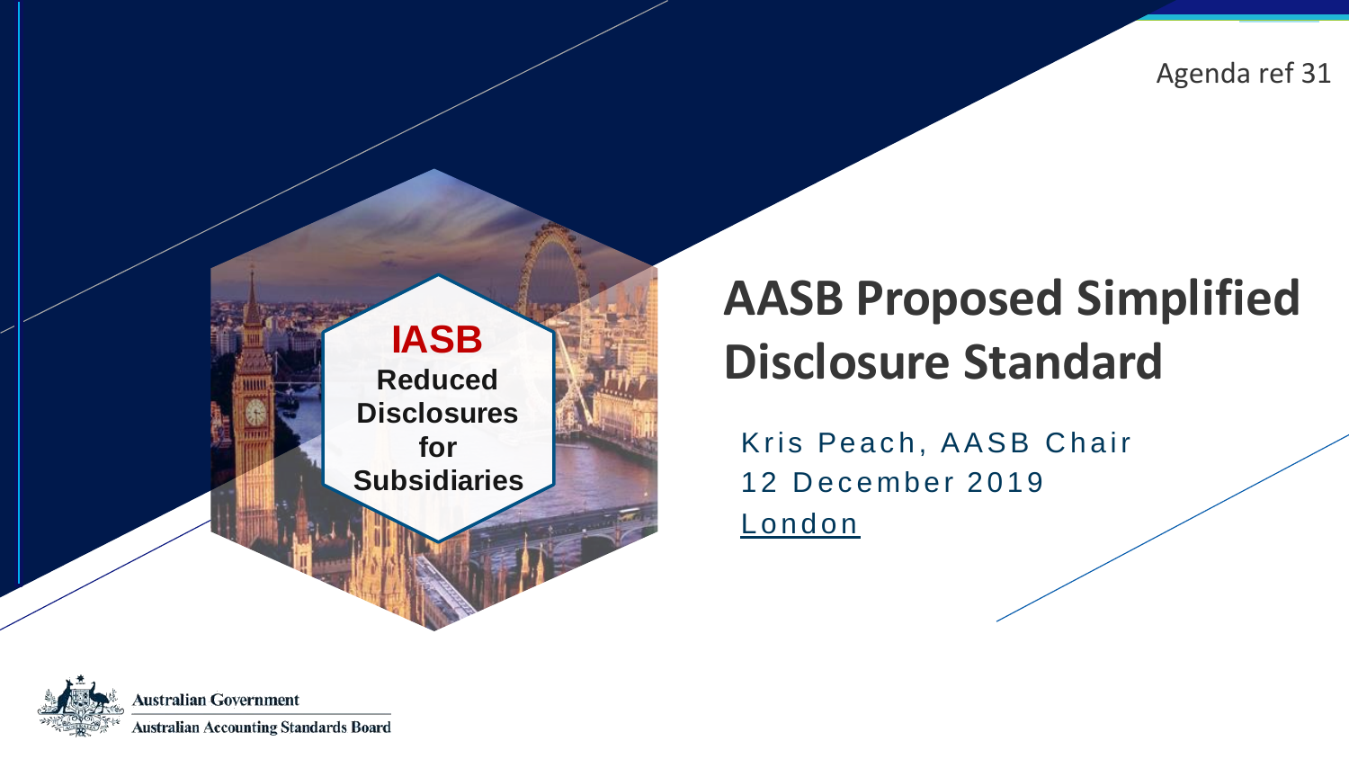Agenda ref 31

# AASB Proposed Simplified Disclosure Standard

Kris Peach, AASB Chair

12 December 2019

London

**IASB**

**Reduced Disclosures for Subsidiaries**

Australian Government

Australian Accounting Standards Board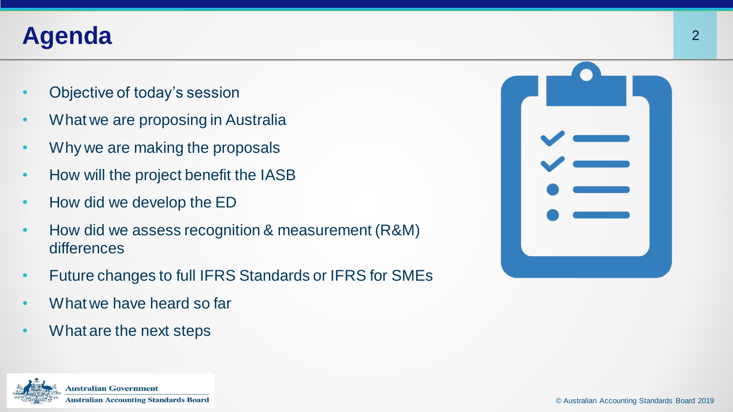# Agenda

- Objective of today's session
- What we are proposing in Australia
- Why we are making the proposals
- How will the project benefit the IASB
- How did we develop the ED
- How did we assess recognition & measurement (R&M) differences
- Future changes to full IFRS Standards or IFRS for SMEs
- What we have heard so far
- What are the next steps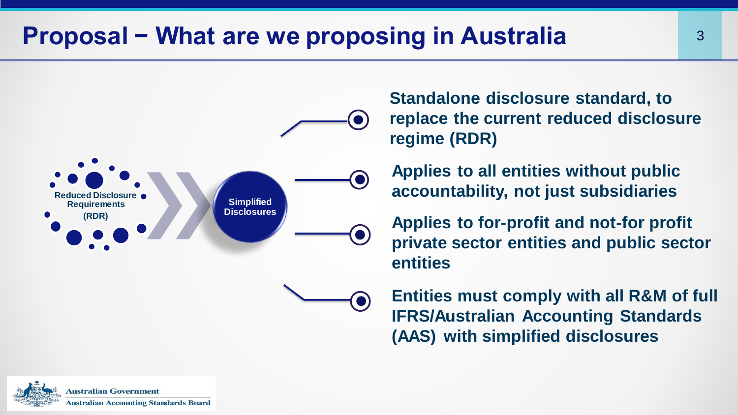# Proposal – What are we proposing in Australia

Reduced Disclosure Requirements (RDR)

Simplified Disclosures

- **Standalone disclosure standard, to replace the current reduced disclosure regime (RDR)**
- **Applies to all entities without public accountability, not just subsidiaries**
- **Applies to for-profit and not-for profit private sector entities and public sector entities**
- **Entities must comply with all R&M of full IFRS/Australian Accounting Standards (AAS) with simplified disclosures**

Australian Government
Australian Accounting Standards Board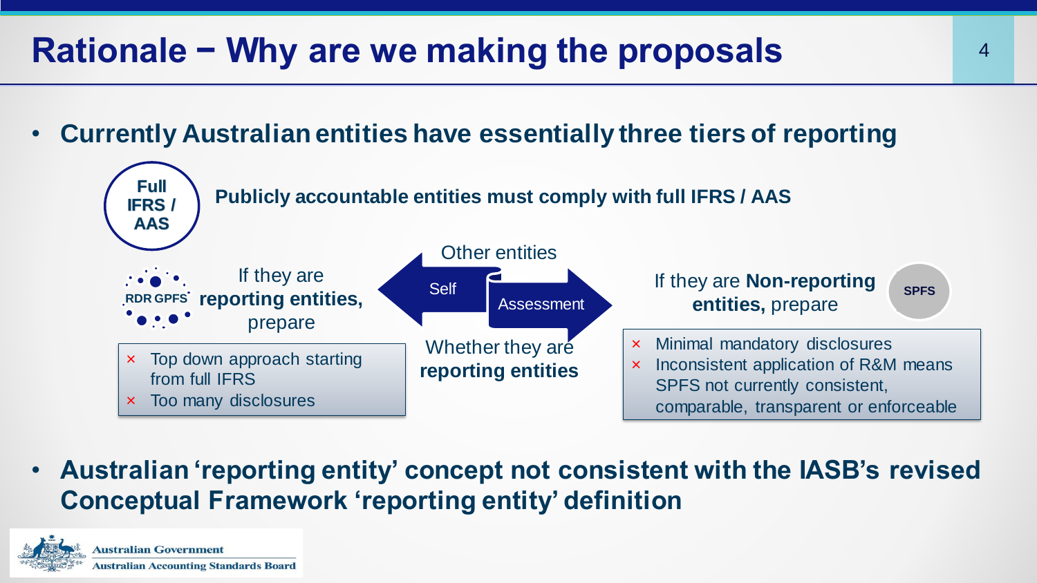# Rationale − Why are we making the proposals

- **Currently Australian entities have essentially three tiers of reporting**

**Full IFRS / AAS**

**Publicly accountable entities must comply with full IFRS / AAS**

Other entities

Self Assessment

Whether they are **reporting entities**

RDR GPFS

If they are **reporting entities,** prepare

- × Top down approach starting from full IFRS
- × Too many disclosures

If they are **Non-reporting entities,** prepare

SPFS

- × Minimal mandatory disclosures
- × Inconsistent application of R&M means SPFS not currently consistent, comparable, transparent or enforceable

- **Australian 'reporting entity' concept not consistent with the IASB's revised Conceptual Framework 'reporting entity' definition**

Australian Government
Australian Accounting Standards Board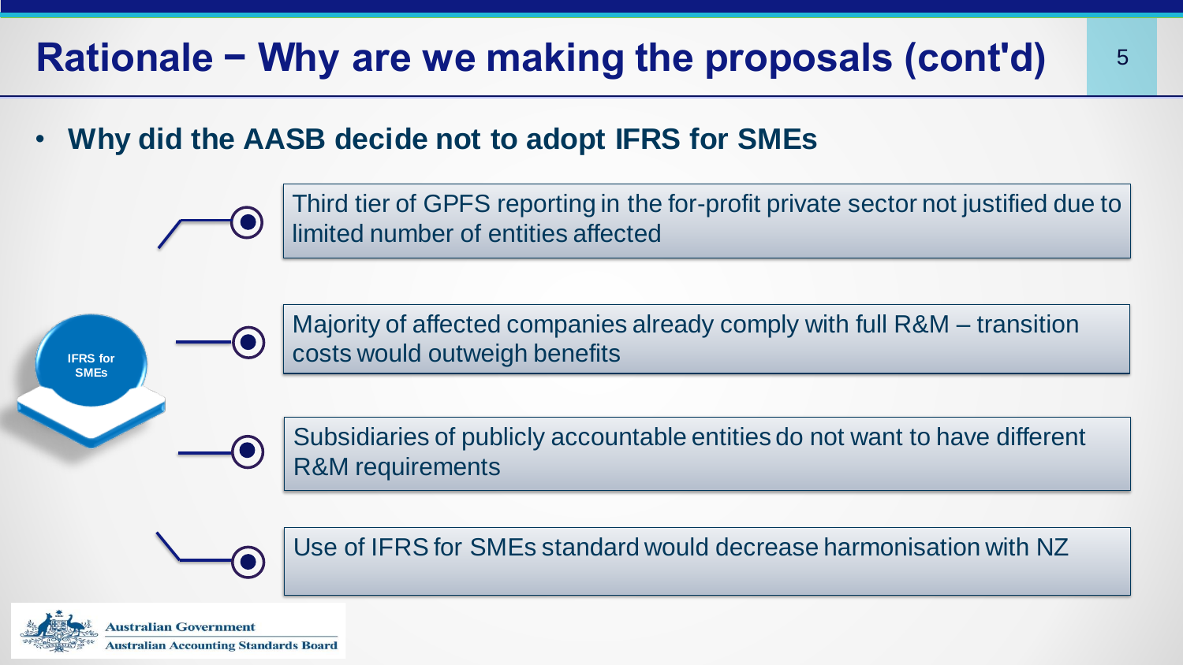# Rationale − Why are we making the proposals (cont'd)

- **Why did the AASB decide not to adopt IFRS for SMEs**

IFRS for SMEs

- Third tier of GPFS reporting in the for-profit private sector not justified due to limited number of entities affected
- Majority of affected companies already comply with full R&M – transition costs would outweigh benefits
- Subsidiaries of publicly accountable entities do not want to have different R&M requirements
- Use of IFRS for SMEs standard would decrease harmonisation with NZ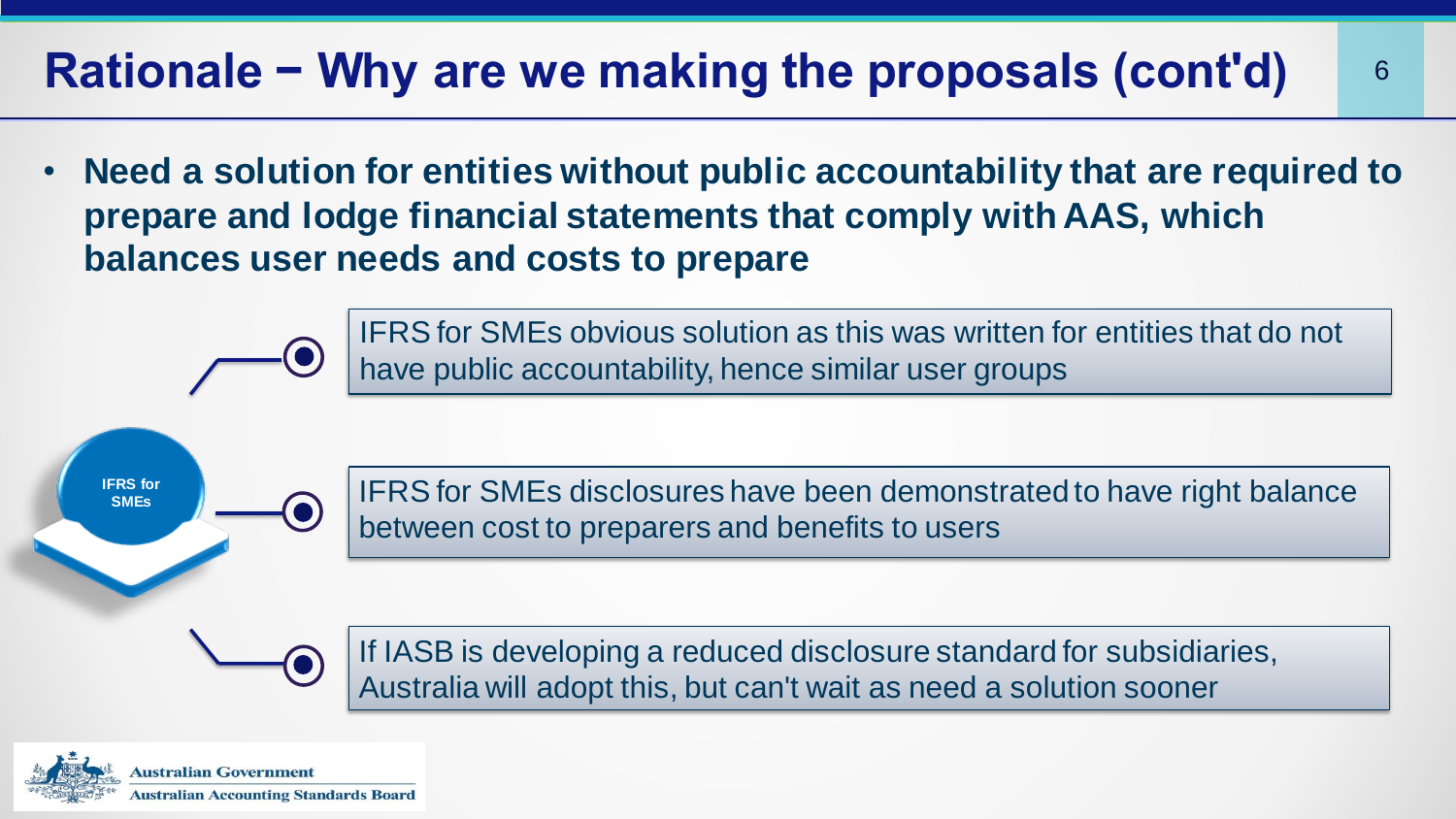# Rationale − Why are we making the proposals (cont'd)

- **Need a solution for entities without public accountability that are required to prepare and lodge financial statements that comply with AAS, which balances user needs and costs to prepare**

**IFRS for SMEs**

- IFRS for SMEs obvious solution as this was written for entities that do not have public accountability, hence similar user groups
- IFRS for SMEs disclosures have been demonstrated to have right balance between cost to preparers and benefits to users
- If IASB is developing a reduced disclosure standard for subsidiaries, Australia will adopt this, but can't wait as need a solution sooner

Australian Government
Australian Accounting Standards Board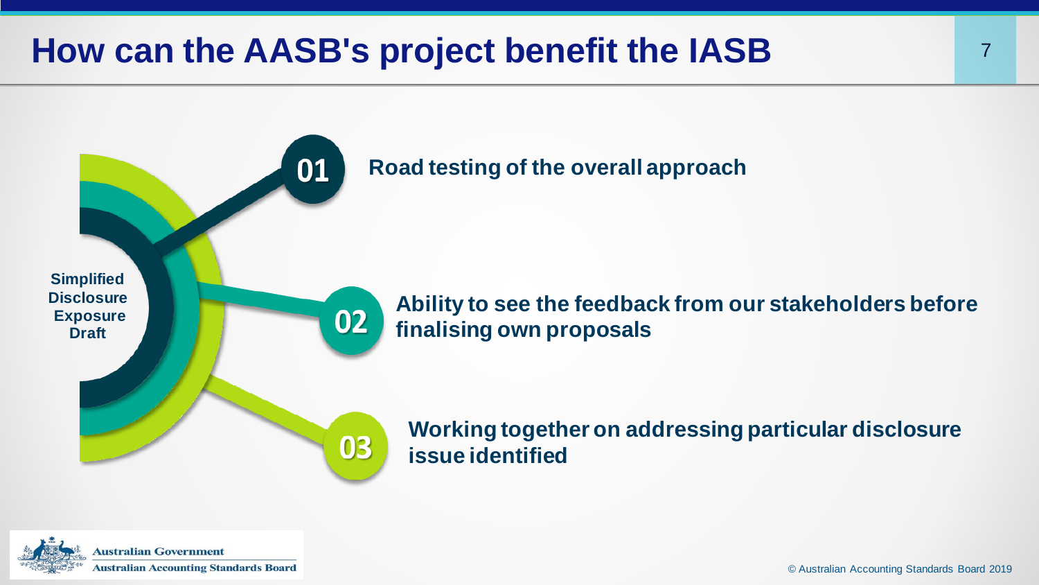# How can the AASB's project benefit the IASB

Simplified Disclosure Exposure Draft

**01** **Road testing of the overall approach**

**02** **Ability to see the feedback from our stakeholders before finalising own proposals**

**03** **Working together on addressing particular disclosure issue identified**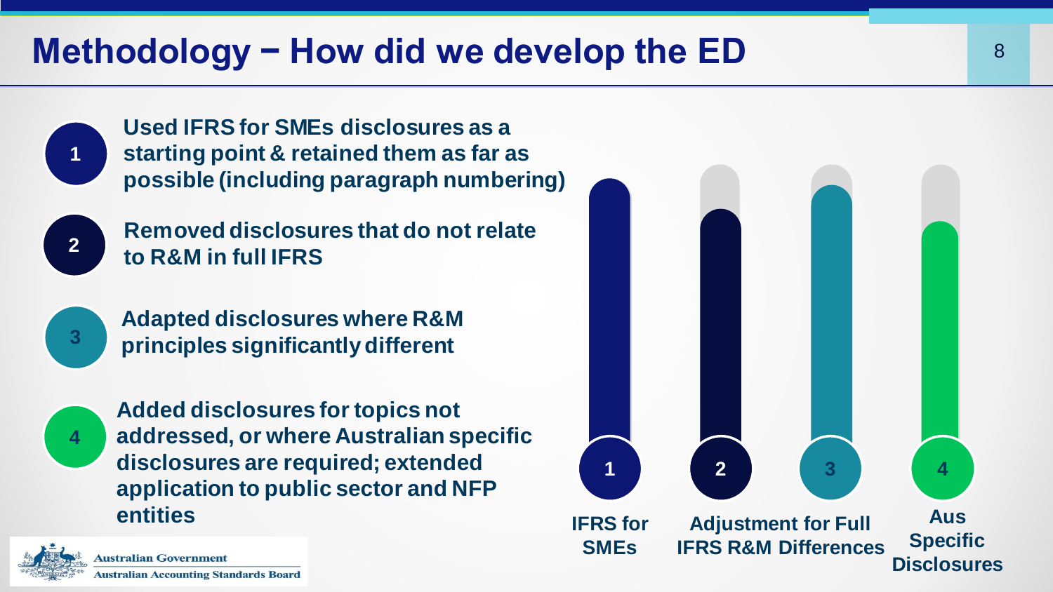# Methodology − How did we develop the ED

1. Used IFRS for SMEs disclosures as a starting point & retained them as far as possible (including paragraph numbering)
2. Removed disclosures that do not relate to R&M in full IFRS
3. Adapted disclosures where R&M principles significantly different
4. Added disclosures for topics not addressed, or where Australian specific disclosures are required; extended application to public sector and NFP entities

1
IFRS for SMEs

2
3
Adjustment for Full IFRS R&M Differences

4
Aus Specific Disclosures

Australian Government
Australian Accounting Standards Board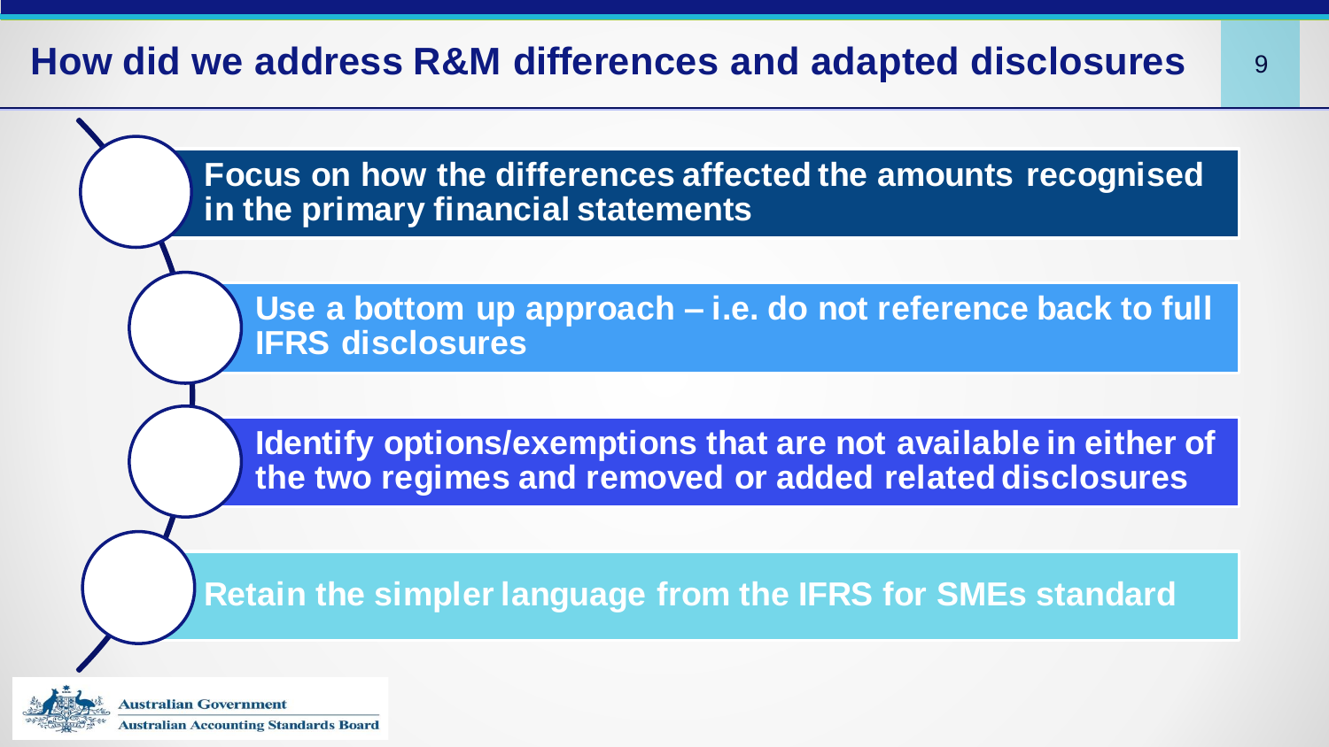# How did we address R&M differences and adapted disclosures

- Focus on how the differences affected the amounts recognised in the primary financial statements
- Use a bottom up approach – i.e. do not reference back to full IFRS disclosures
- Identify options/exemptions that are not available in either of the two regimes and removed or added related disclosures
- Retain the simpler language from the IFRS for SMEs standard

Australian Government
Australian Accounting Standards Board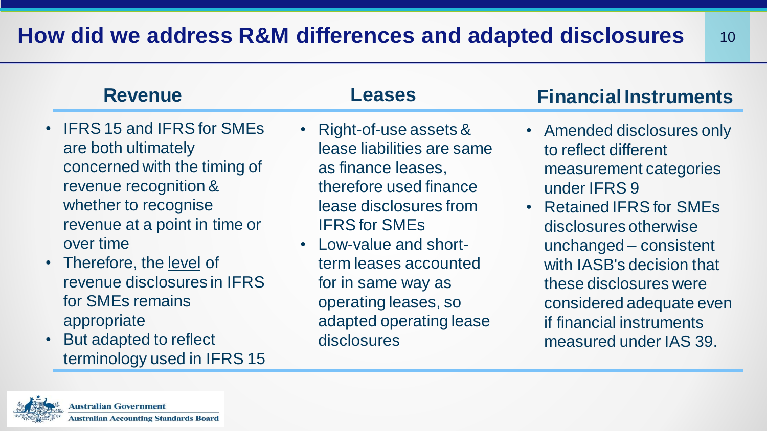# How did we address R&M differences and adapted disclosures

## Revenue

- IFRS 15 and IFRS for SMEs are both ultimately concerned with the timing of revenue recognition & whether to recognise revenue at a point in time or over time
- Therefore, the <u>level</u> of revenue disclosures in IFRS for SMEs remains appropriate
- But adapted to reflect terminology used in IFRS 15

## Leases

- Right-of-use assets & lease liabilities are same as finance leases, therefore used finance lease disclosures from IFRS for SMEs
- Low-value and short-term leases accounted for in same way as operating leases, so adapted operating lease disclosures

## Financial Instruments

- Amended disclosures only to reflect different measurement categories under IFRS 9
- Retained IFRS for SMEs disclosures otherwise unchanged – consistent with IASB's decision that these disclosures were considered adequate even if financial instruments measured under IAS 39.

Australian Government
Australian Accounting Standards Board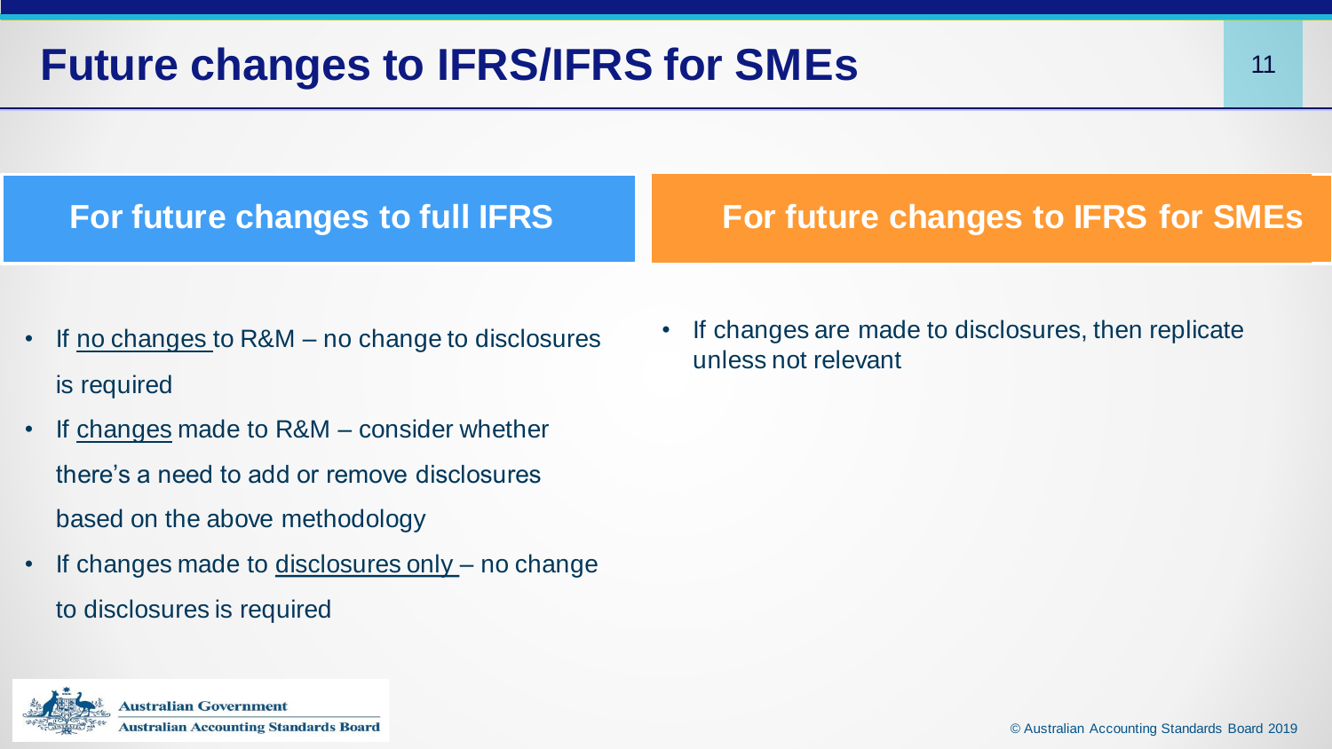# Future changes to IFRS/IFRS for SMEs

## For future changes to full IFRS

- If no changes to R&M – no change to disclosures is required
- If changes made to R&M – consider whether there's a need to add or remove disclosures based on the above methodology
- If changes made to disclosures only – no change to disclosures is required

## For future changes to IFRS for SMEs

- If changes are made to disclosures, then replicate unless not relevant

Australian Government
Australian Accounting Standards Board

© Australian Accounting Standards Board 2019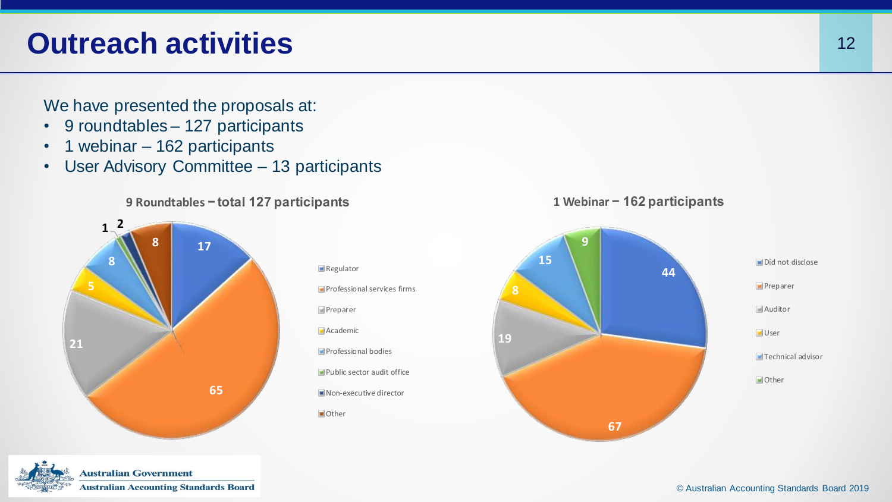# Outreach activities

We have presented the proposals at:

- 9 roundtables – 127 participants
- 1 webinar – 162 participants
- User Advisory Committee – 13 participants

9 Roundtables – total 127 participants

17
65
21
5
8
1
2
8

Regulator
Professional services firms
Preparer
Academic
Professional bodies
Public sector audit office
Non-executive director
Other

1 Webinar – 162 participants

44
67
19
8
15
9

Did not disclose
Preparer
Auditor
User
Technical advisor
Other

Australian Government
Australian Accounting Standards Board

© Australian Accounting Standards Board 2019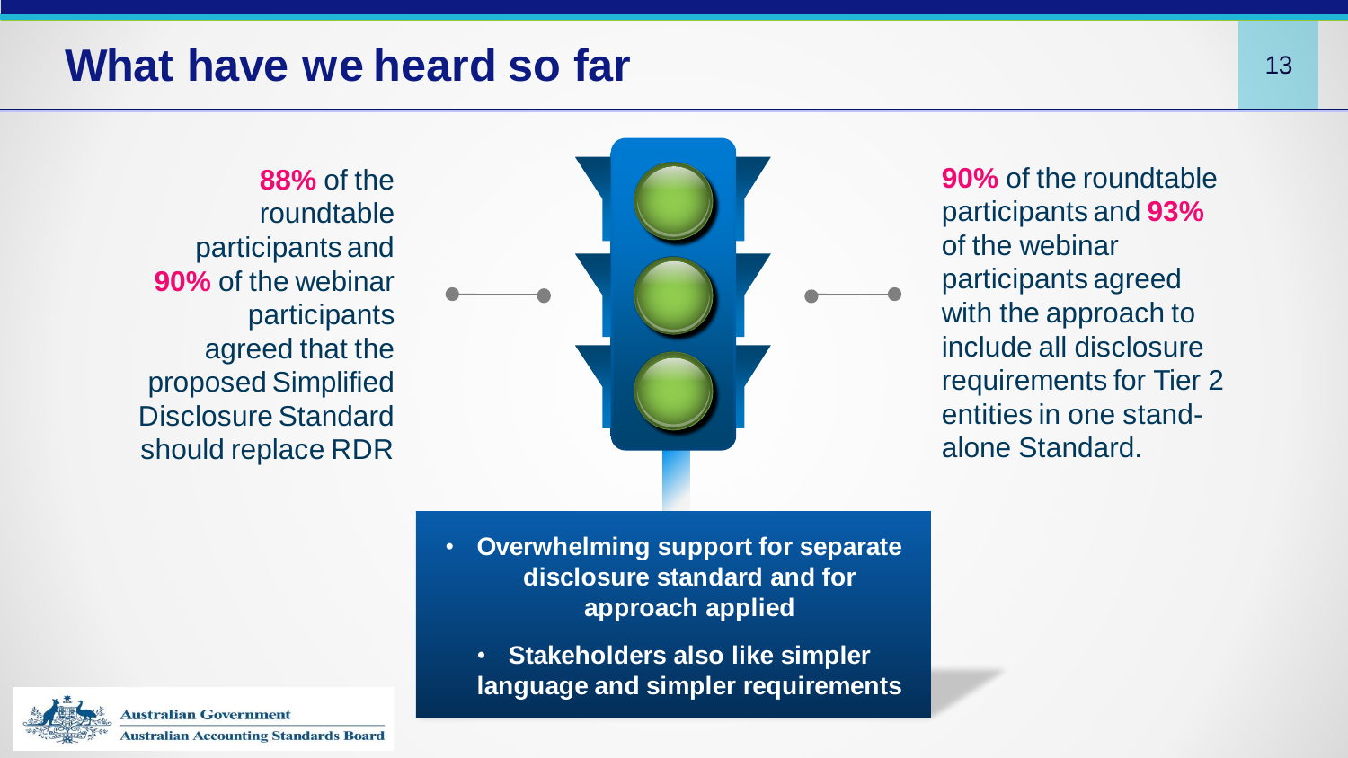# What have we heard so far

**88%** of the roundtable participants and **90%** of the webinar participants agreed that the proposed Simplified Disclosure Standard should replace RDR

**90%** of the roundtable participants and **93%** of the webinar participants agreed with the approach to include all disclosure requirements for Tier 2 entities in one stand-alone Standard.

- **Overwhelming support for separate disclosure standard and for approach applied**
- **Stakeholders also like simpler language and simpler requirements**

Australian Government
Australian Accounting Standards Board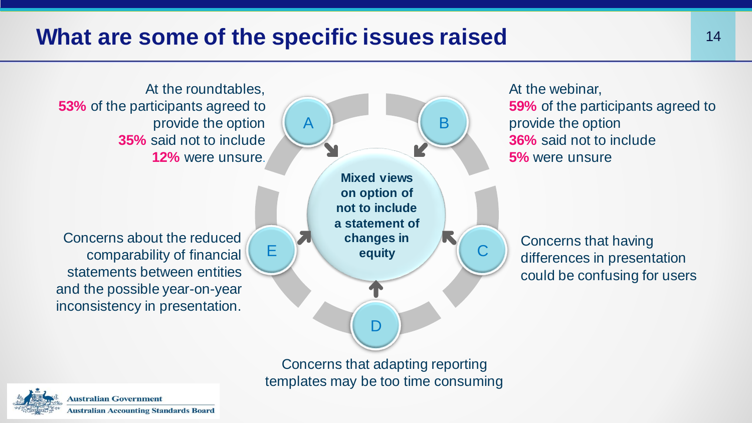# What are some of the specific issues raised

**Mixed views on option of not to include a statement of changes in equity**

**A**

At the roundtables,
**53%** of the participants agreed to provide the option
**35%** said not to include
**12%** were unsure.

**B**

At the webinar,
**59%** of the participants agreed to provide the option
**36%** said not to include
**5%** were unsure

**C**

Concerns that having differences in presentation could be confusing for users

**D**

Concerns that adapting reporting templates may be too time consuming

**E**

Concerns about the reduced comparability of financial statements between entities and the possible year-on-year inconsistency in presentation.

Australian Government
Australian Accounting Standards Board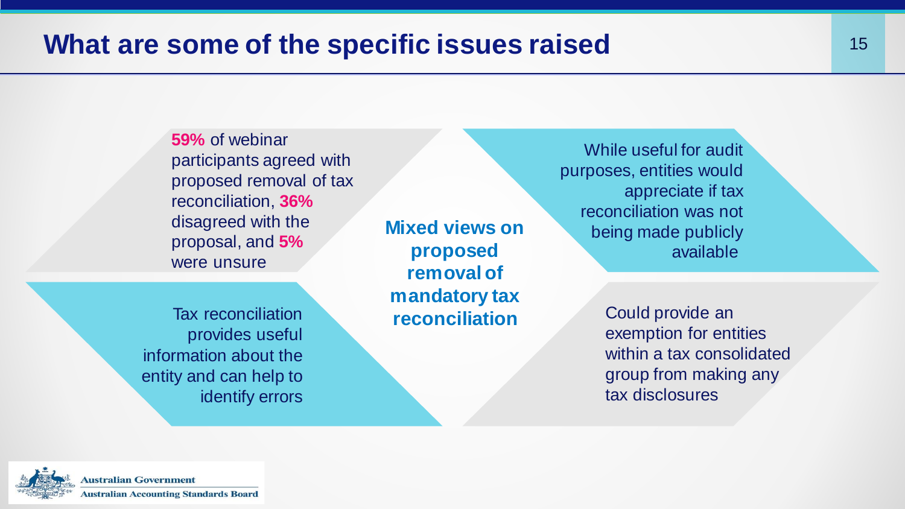# What are some of the specific issues raised

**Mixed views on proposed removal of mandatory tax reconciliation**

**59%** of webinar participants agreed with proposed removal of tax reconciliation, **36%** disagreed with the proposal, and **5%** were unsure

While useful for audit purposes, entities would appreciate if tax reconciliation was not being made publicly available

Tax reconciliation provides useful information about the entity and can help to identify errors

Could provide an exemption for entities within a tax consolidated group from making any tax disclosures

Australian Government
Australian Accounting Standards Board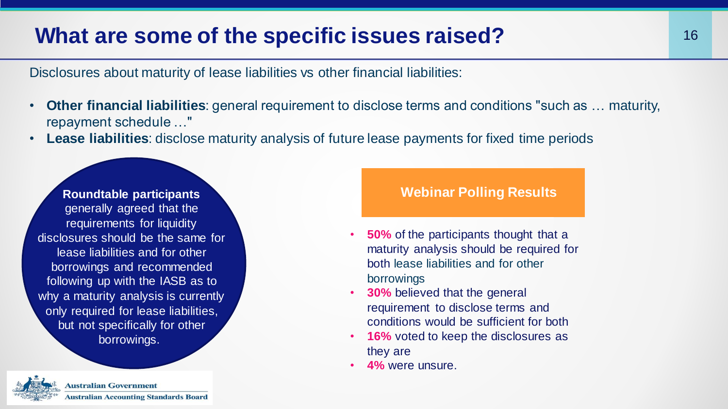# What are some of the specific issues raised?

Disclosures about maturity of lease liabilities vs other financial liabilities:

- **Other financial liabilities**: general requirement to disclose terms and conditions "such as … maturity, repayment schedule …"
- **Lease liabilities**: disclose maturity analysis of future lease payments for fixed time periods

**Roundtable participants** generally agreed that the requirements for liquidity disclosures should be the same for lease liabilities and for other borrowings and recommended following up with the IASB as to why a maturity analysis is currently only required for lease liabilities, but not specifically for other borrowings.

**Webinar Polling Results**

- **50%** of the participants thought that a maturity analysis should be required for both lease liabilities and for other borrowings
- **30%** believed that the general requirement to disclose terms and conditions would be sufficient for both
- **16%** voted to keep the disclosures as they are
- **4%** were unsure.

Australian Government
Australian Accounting Standards Board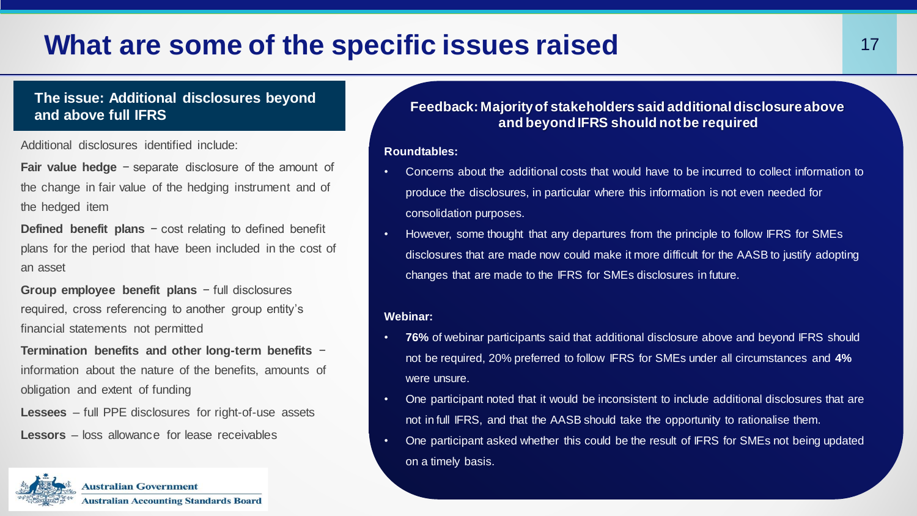# What are some of the specific issues raised

## The issue: Additional disclosures beyond and above full IFRS

Additional disclosures identified include:

**Fair value hedge** − separate disclosure of the amount of the change in fair value of the hedging instrument and of the hedged item

**Defined benefit plans** − cost relating to defined benefit plans for the period that have been included in the cost of an asset

**Group employee benefit plans** − full disclosures required, cross referencing to another group entity's financial statements not permitted

**Termination benefits and other long-term benefits** − information about the nature of the benefits, amounts of obligation and extent of funding

**Lessees** – full PPE disclosures for right-of-use assets

**Lessors** – loss allowance for lease receivables

## Feedback: Majority of stakeholders said additional disclosure above and beyond IFRS should not be required

**Roundtables:**

- Concerns about the additional costs that would have to be incurred to collect information to produce the disclosures, in particular where this information is not even needed for consolidation purposes.
- However, some thought that any departures from the principle to follow IFRS for SMEs disclosures that are made now could make it more difficult for the AASB to justify adopting changes that are made to the IFRS for SMEs disclosures in future.

**Webinar:**

- **76%** of webinar participants said that additional disclosure above and beyond IFRS should not be required, 20% preferred to follow IFRS for SMEs under all circumstances and **4%** were unsure.
- One participant noted that it would be inconsistent to include additional disclosures that are not in full IFRS, and that the AASB should take the opportunity to rationalise them.
- One participant asked whether this could be the result of IFRS for SMEs not being updated on a timely basis.

Australian Government
Australian Accounting Standards Board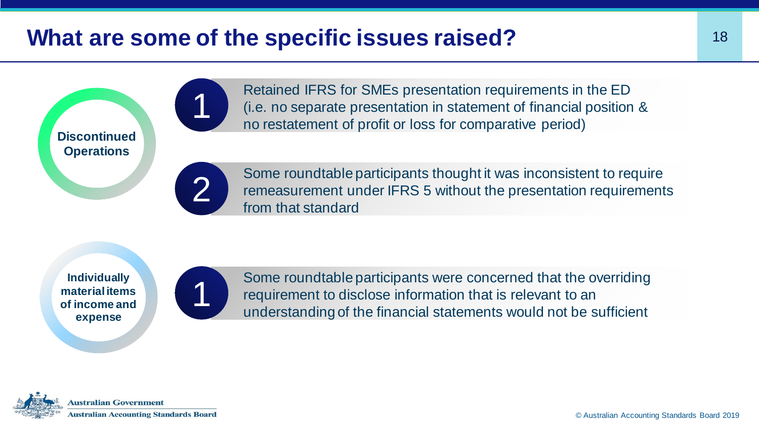# What are some of the specific issues raised?

**Discontinued Operations**

1. Retained IFRS for SMEs presentation requirements in the ED (i.e. no separate presentation in statement of financial position & no restatement of profit or loss for comparative period)

2. Some roundtable participants thought it was inconsistent to require remeasurement under IFRS 5 without the presentation requirements from that standard

**Individually material items of income and expense**

1. Some roundtable participants were concerned that the overriding requirement to disclose information that is relevant to an understanding of the financial statements would not be sufficient

Australian Government
Australian Accounting Standards Board

© Australian Accounting Standards Board 2019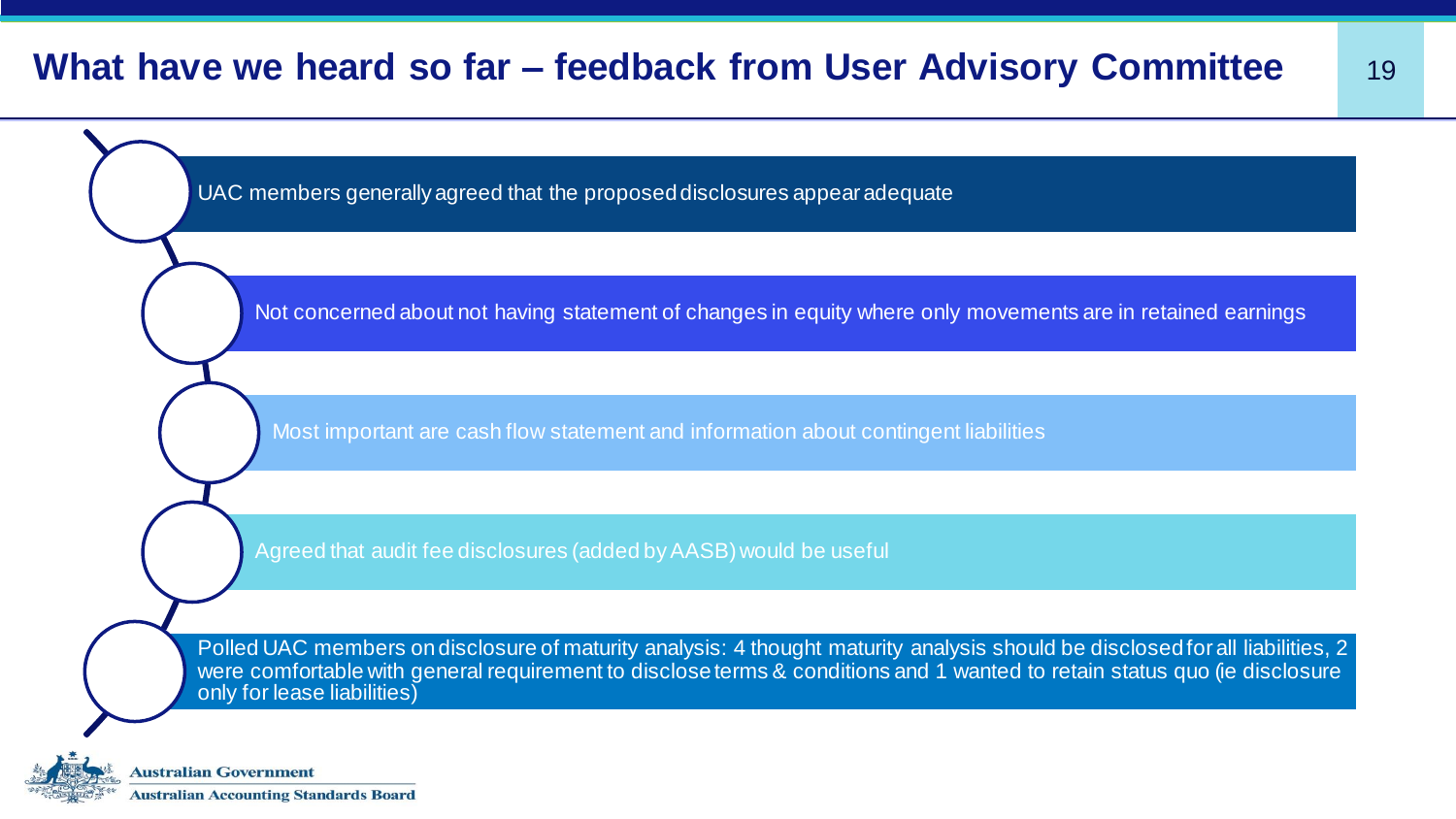# What have we heard so far – feedback from User Advisory Committee

- UAC members generally agreed that the proposed disclosures appear adequate
- Not concerned about not having statement of changes in equity where only movements are in retained earnings
- Most important are cash flow statement and information about contingent liabilities
- Agreed that audit fee disclosures (added by AASB) would be useful
- Polled UAC members on disclosure of maturity analysis: 4 thought maturity analysis should be disclosed for all liabilities, 2 were comfortable with general requirement to disclose terms & conditions and 1 wanted to retain status quo (ie disclosure only for lease liabilities)

Australian Government
Australian Accounting Standards Board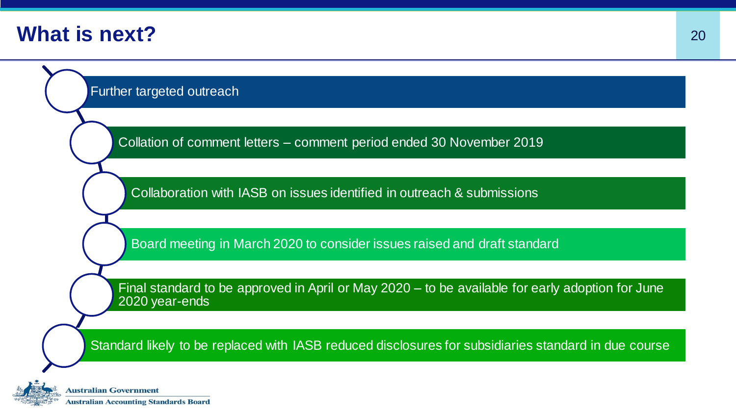# What is next?

- Further targeted outreach
- Collation of comment letters – comment period ended 30 November 2019
- Collaboration with IASB on issues identified in outreach & submissions
- Board meeting in March 2020 to consider issues raised and draft standard
- Final standard to be approved in April or May 2020 – to be available for early adoption for June 2020 year-ends
- Standard likely to be replaced with IASB reduced disclosures for subsidiaries standard in due course

Australian Government
Australian Accounting Standards Board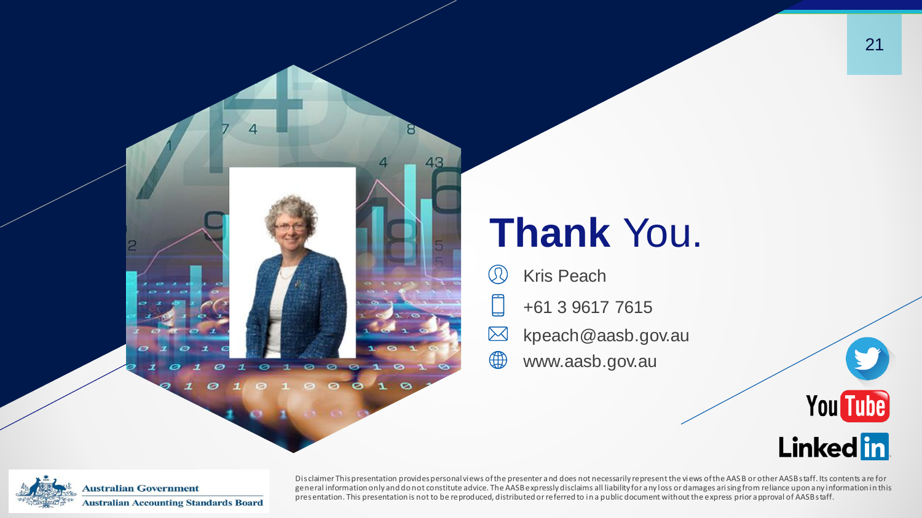# **Thank** You.

- Kris Peach
- +61 3 9617 7615
- kpeach@aasb.gov.au
- www.aasb.gov.au

Australian Government
Australian Accounting Standards Board

Disclaimer This presentation provides personal views of the presenter and does not necessarily represent the views of the AASB or other AASB staff. Its contents are for general information only and do not constitute advice. The AASB expressly disclaims all liability for any loss or damages arising from reliance upon any information in this presentation. This presentation is not to be reproduced, distributed or referred to in a public document without the express prior approval of AASB staff.